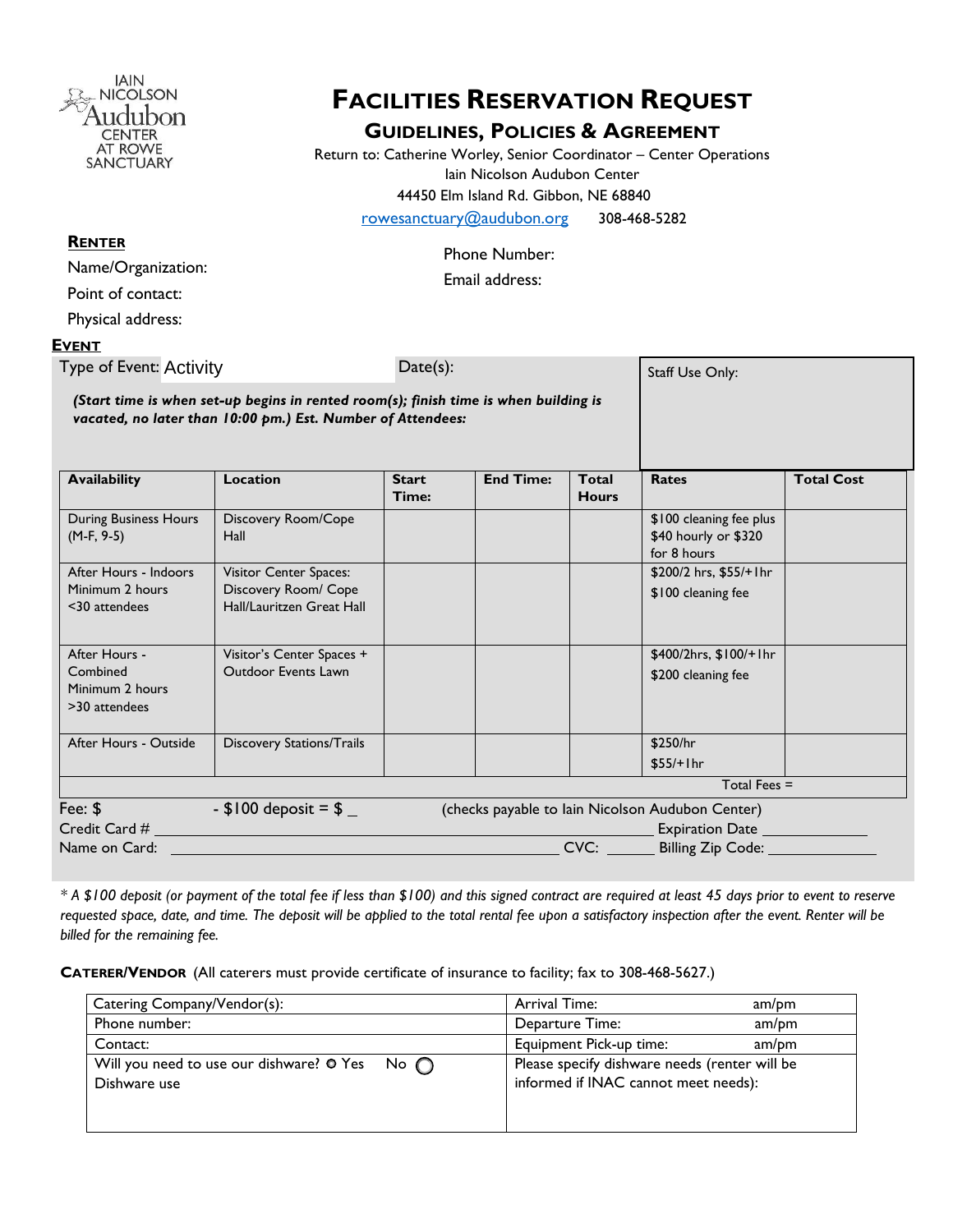IAIN NICOLSON Audubon CENTER AT ROWE SANCTUARY

# FACILITIES RESERVATION REQUEST

## GUIDELINES, POLICIES & AGREEMENT

Return to: Catherine Worley, Senior Coordinator – Center Operations
Iain Nicolson Audubon Center
44450 Elm Island Rd. Gibbon, NE 68840
rowesanctuary@audubon.org 308-468-5282

**RENTER**

Name/Organization:

Point of contact:

Physical address:

Phone Number:

Email address:

**EVENT**

Type of Event: Activity

Date(s):

Staff Use Only:

***(Start time is when set-up begins in rented room(s); finish time is when building is vacated, no later than 10:00 pm.) Est. Number of Attendees:***

| Availability | Location | Start Time: | End Time: | Total Hours | Rates | Total Cost |
|---|---|---|---|---|---|---|
| During Business Hours (M-F, 9-5) | Discovery Room/Cope Hall | | | | $100 cleaning fee plus $40 hourly or $320 for 8 hours | |
| After Hours - Indoors Minimum 2 hours <30 attendees | Visitor Center Spaces: Discovery Room/ Cope Hall/Lauritzen Great Hall | | | | $200/2 hrs, $55/+1hr $100 cleaning fee | |
| After Hours - Combined Minimum 2 hours >30 attendees | Visitor's Center Spaces + Outdoor Events Lawn | | | | $400/2hrs, $100/+1hr $200 cleaning fee | |
| After Hours - Outside | Discovery Stations/Trails | | | | $250/hr $55/+1hr | |
| | | | | | Total Fees = | |

Fee: $ - $100 deposit = $ \_ (checks payable to Iain Nicolson Audubon Center)

Credit Card # \_\_\_\_\_\_\_\_\_\_\_\_\_\_\_\_\_\_\_\_\_\_\_\_\_\_\_\_\_\_\_\_\_\_\_\_\_\_\_\_ Expiration Date \_\_\_\_\_\_\_\_\_\_\_\_\_

Name on Card: \_\_\_\_\_\_\_\_\_\_\_\_\_\_\_\_\_\_\_\_\_\_\_\_\_\_\_\_\_\_\_\_\_\_\_\_ CVC: \_\_\_\_\_\_ Billing Zip Code: \_\_\_\_\_\_\_\_\_\_\_\_\_

*\* A $100 deposit (or payment of the total fee if less than $100) and this signed contract are required at least 45 days prior to event to reserve requested space, date, and time. The deposit will be applied to the total rental fee upon a satisfactory inspection after the event. Renter will be billed for the remaining fee.*

**CATERER/VENDOR** (All caterers must provide certificate of insurance to facility; fax to 308-468-5627.)

| Catering Company/Vendor(s): | Arrival Time: am/pm |
|---|---|
| Phone number: | Departure Time: am/pm |
| Contact: | Equipment Pick-up time: am/pm |
| Will you need to use our dishware? ○ Yes ○ No<br>Dishware use | Please specify dishware needs (renter will be informed if INAC cannot meet needs): |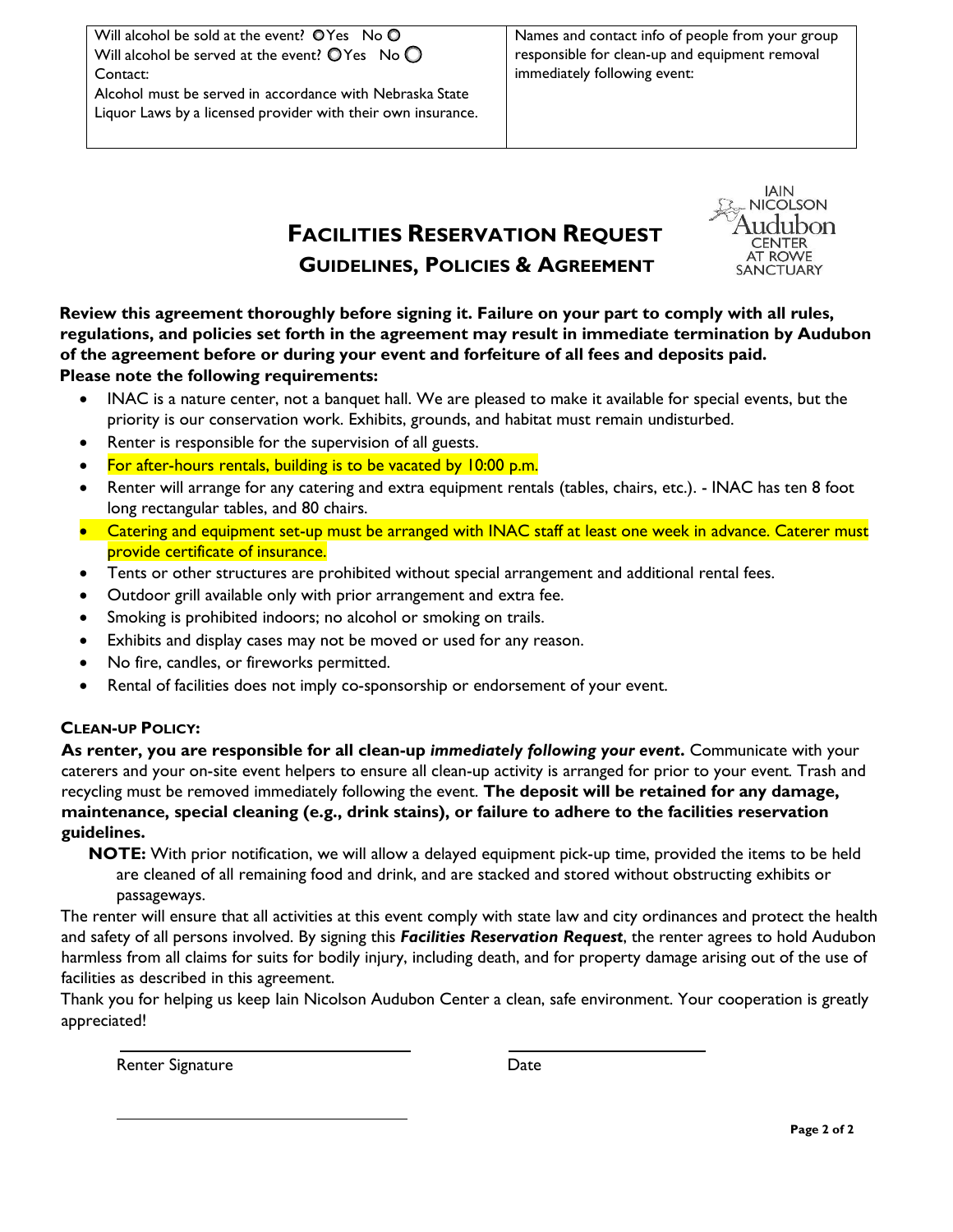| | |
|---|---|
| Will alcohol be sold at the event? ○Yes No ○<br>Will alcohol be served at the event? ○Yes No ○<br>Contact:<br>Alcohol must be served in accordance with Nebraska State Liquor Laws by a licensed provider with their own insurance. | Names and contact info of people from your group responsible for clean-up and equipment removal immediately following event: |

# FACILITIES RESERVATION REQUEST
## GUIDELINES, POLICIES & AGREEMENT

IAIN NICOLSON Audubon CENTER AT ROWE SANCTUARY

**Review this agreement thoroughly before signing it. Failure on your part to comply with all rules, regulations, and policies set forth in the agreement may result in immediate termination by Audubon of the agreement before or during your event and forfeiture of all fees and deposits paid.**
**Please note the following requirements:**

- INAC is a nature center, not a banquet hall. We are pleased to make it available for special events, but the priority is our conservation work. Exhibits, grounds, and habitat must remain undisturbed.
- Renter is responsible for the supervision of all guests.
- For after-hours rentals, building is to be vacated by 10:00 p.m.
- Renter will arrange for any catering and extra equipment rentals (tables, chairs, etc.). - INAC has ten 8 foot long rectangular tables, and 80 chairs.
- Catering and equipment set-up must be arranged with INAC staff at least one week in advance. Caterer must provide certificate of insurance.
- Tents or other structures are prohibited without special arrangement and additional rental fees.
- Outdoor grill available only with prior arrangement and extra fee.
- Smoking is prohibited indoors; no alcohol or smoking on trails.
- Exhibits and display cases may not be moved or used for any reason.
- No fire, candles, or fireworks permitted.
- Rental of facilities does not imply co-sponsorship or endorsement of your event.

### CLEAN-UP POLICY:

**As renter, you are responsible for all clean-up *immediately following your event*.** Communicate with your caterers and your on-site event helpers to ensure all clean-up activity is arranged for prior to your event. Trash and recycling must be removed immediately following the event. **The deposit will be retained for any damage, maintenance, special cleaning (e.g., drink stains), or failure to adhere to the facilities reservation guidelines.**

**NOTE:** With prior notification, we will allow a delayed equipment pick-up time, provided the items to be held are cleaned of all remaining food and drink, and are stacked and stored without obstructing exhibits or passageways.

The renter will ensure that all activities at this event comply with state law and city ordinances and protect the health and safety of all persons involved. By signing this ***Facilities Reservation Request***, the renter agrees to hold Audubon harmless from all claims for suits for bodily injury, including death, and for property damage arising out of the use of facilities as described in this agreement.

Thank you for helping us keep Iain Nicolson Audubon Center a clean, safe environment. Your cooperation is greatly appreciated!

Renter Signature _______________ Date _______________